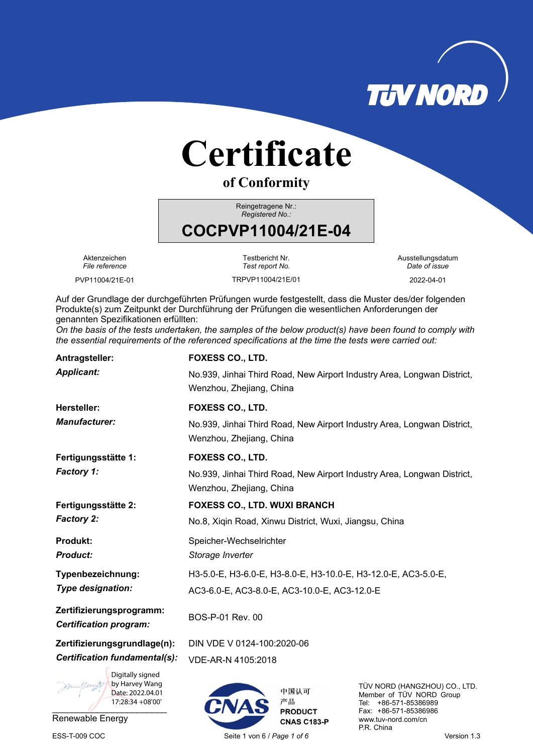TÜV NORD

# Certificate

## of Conformity

Reingetragene Nr.:
*Registered No.:*

**COCPVP11004/21E-04**

| Aktenzeichen *File reference* | Testbericht Nr. *Test report No.* | Ausstellungsdatum *Date of issue* |
|---|---|---|
| PVP11004/21E-01 | TRPVP11004/21E/01 | 2022-04-01 |

Auf der Grundlage der durchgeführten Prüfungen wurde festgestellt, dass die Muster des/der folgenden Produkte(s) zum Zeitpunkt der Durchführung der Prüfungen die wesentlichen Anforderungen der genannten Spezifikationen erfüllten:
*On the basis of the tests undertaken, the samples of the below product(s) have been found to comply with the essential requirements of the referenced specifications at the time the tests were carried out:*

**Antragsteller:**
***Applicant:***
**FOXESS CO., LTD.**
No.939, Jinhai Third Road, New Airport Industry Area, Longwan District, Wenzhou, Zhejiang, China

**Hersteller:**
***Manufacturer:***
**FOXESS CO., LTD.**
No.939, Jinhai Third Road, New Airport Industry Area, Longwan District, Wenzhou, Zhejiang, China

**Fertigungsstätte 1:**
***Factory 1:***
**FOXESS CO., LTD.**
No.939, Jinhai Third Road, New Airport Industry Area, Longwan District, Wenzhou, Zhejiang, China

**Fertigungsstätte 2:**
***Factory 2:***
**FOXESS CO., LTD. WUXI BRANCH**
No.8, Xiqin Road, Xinwu District, Wuxi, Jiangsu, China

**Produkt:**
***Product:***
Speicher-Wechselrichter
*Storage Inverter*

**Typenbezeichnung:**
***Type designation:***
H3-5.0-E, H3-6.0-E, H3-8.0-E, H3-10.0-E, H3-12.0-E, AC3-5.0-E, AC3-6.0-E, AC3-8.0-E, AC3-10.0-E, AC3-12.0-E

**Zertifizierungsprogramm:**
***Certification program:***
BOS-P-01 Rev. 00

**Zertifizierungsgrundlage(n):**
***Certification fundamental(s):***
DIN VDE V 0124-100:2020-06
VDE-AR-N 4105:2018

Digitally signed by Harvey Wang
Date: 2022.04.01 17:28:34 +08'00'

Renewable Energy

CNAS 中国认可 产品 PRODUCT CNAS C183-P

TÜV NORD (HANGZHOU) CO., LTD.
Member of TÜV NORD Group
Tel: +86-571-85386989
Fax: +86-571-85386986
www.tuv-nord.com/cn
P.R. China

ESS-T-009 COC

Version 1.3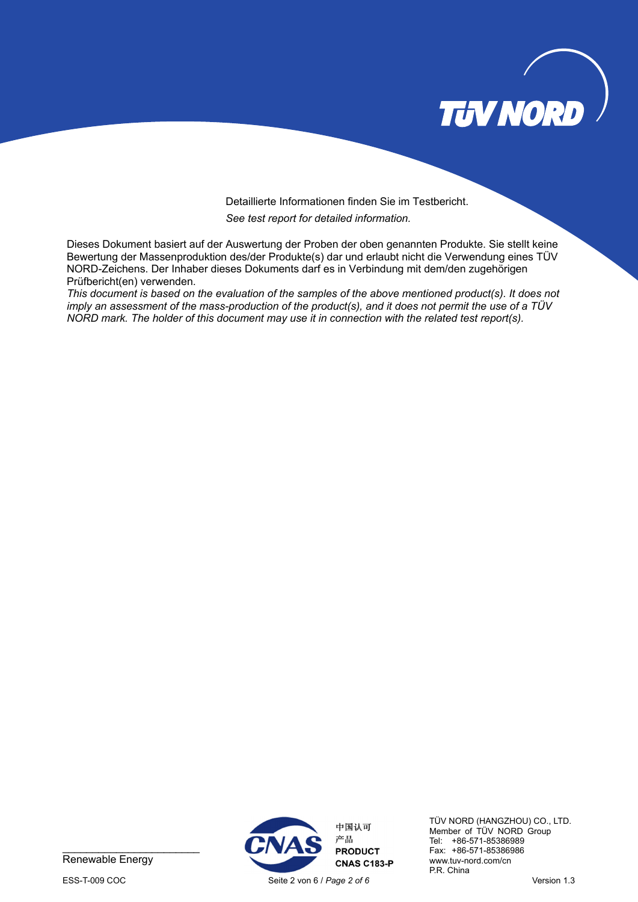Detaillierte Informationen finden Sie im Testbericht.

*See test report for detailed information.*

Dieses Dokument basiert auf der Auswertung der Proben der oben genannten Produkte. Sie stellt keine Bewertung der Massenproduktion des/der Produkte(s) dar und erlaubt nicht die Verwendung eines TÜV NORD-Zeichens. Der Inhaber dieses Dokuments darf es in Verbindung mit dem/den zugehörigen Prüfbericht(en) verwenden.

*This document is based on the evaluation of the samples of the above mentioned product(s). It does not imply an assessment of the mass-production of the product(s), and it does not permit the use of a TÜV NORD mark. The holder of this document may use it in connection with the related test report(s).*

Renewable Energy

中国认可
产品
**PRODUCT**
**CNAS C183-P**

TÜV NORD (HANGZHOU) CO., LTD.
Member of TÜV NORD Group
Tel: +86-571-85386989
Fax: +86-571-85386986
www.tuv-nord.com/cn
P.R. China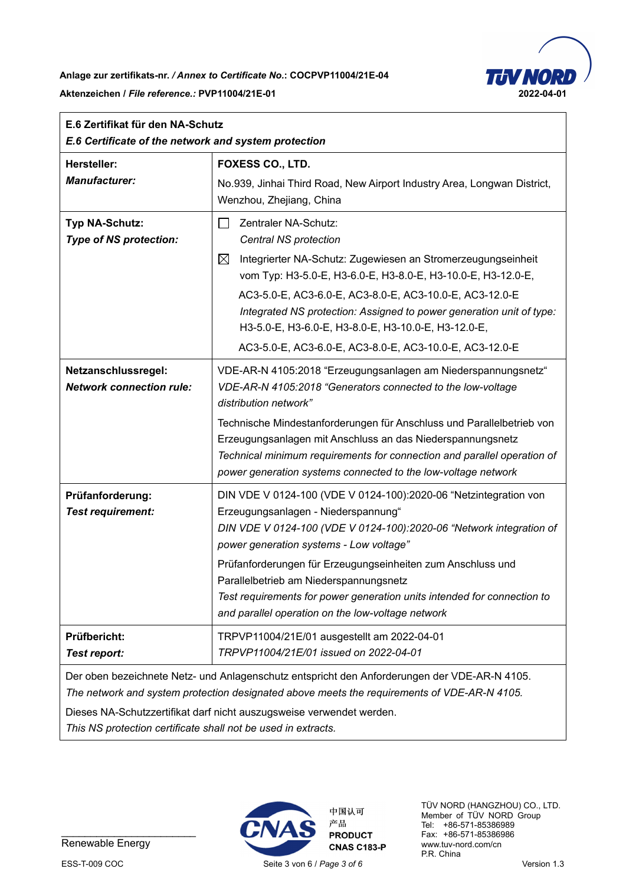**Anlage zur zertifikats-nr.** ***/ Annex to Certificate No.*****: COCPVP11004/21E-04**

**Aktenzeichen /** ***File reference.:*** **PVP11004/21E-01**

**2022-04-01**

| **E.6 Zertifikat für den NA-Schutz**<br>***E.6 Certificate of the network and system protection*** | |
|---|---|
| **Hersteller:**<br>***Manufacturer:*** | **FOXESS CO., LTD.**<br>No.939, Jinhai Third Road, New Airport Industry Area, Longwan District, Wenzhou, Zhejiang, China |
| **Typ NA-Schutz:**<br>***Type of NS protection:*** | ☐ Zentraler NA-Schutz:<br>*Central NS protection*<br>☒ Integrierter NA-Schutz: Zugewiesen an Stromerzeugungseinheit vom Typ: H3-5.0-E, H3-6.0-E, H3-8.0-E, H3-10.0-E, H3-12.0-E, AC3-5.0-E, AC3-6.0-E, AC3-8.0-E, AC3-10.0-E, AC3-12.0-E<br>*Integrated NS protection: Assigned to power generation unit of type:* H3-5.0-E, H3-6.0-E, H3-8.0-E, H3-10.0-E, H3-12.0-E, AC3-5.0-E, AC3-6.0-E, AC3-8.0-E, AC3-10.0-E, AC3-12.0-E |
| **Netzanschlussregel:**<br>***Network connection rule:*** | VDE-AR-N 4105:2018 "Erzeugungsanlagen am Niederspannungsnetz"<br>*VDE-AR-N 4105:2018 "Generators connected to the low-voltage distribution network"*<br>Technische Mindestanforderungen für Anschluss und Parallelbetrieb von Erzeugungsanlagen mit Anschluss an das Niederspannungsnetz<br>*Technical minimum requirements for connection and parallel operation of power generation systems connected to the low-voltage network* |
| **Prüfanforderung:**<br>***Test requirement:*** | DIN VDE V 0124-100 (VDE V 0124-100):2020-06 "Netzintegration von Erzeugungsanlagen - Niederspannung"<br>*DIN VDE V 0124-100 (VDE V 0124-100):2020-06 "Network integration of power generation systems - Low voltage"*<br>Prüfanforderungen für Erzeugungseinheiten zum Anschluss und Parallelbetrieb am Niederspannungsnetz<br>*Test requirements for power generation units intended for connection to and parallel operation on the low-voltage network* |
| **Prüfbericht:**<br>***Test report:*** | TRPVP11004/21E/01 ausgestellt am 2022-04-01<br>*TRPVP11004/21E/01 issued on 2022-04-01* |

Der oben bezeichnete Netz- und Anlagenschutz entspricht den Anforderungen der VDE-AR-N 4105.
*The network and system protection designated above meets the requirements of VDE-AR-N 4105.*

Dieses NA-Schutzzertifikat darf nicht auszugsweise verwendet werden.
*This NS protection certificate shall not be used in extracts.*

Renewable Energy

中国认可
产品
PRODUCT
CNAS C183-P

TÜV NORD (HANGZHOU) CO., LTD.
Member of TÜV NORD Group
Tel: +86-571-85386989
Fax: +86-571-85386986
www.tuv-nord.com/cn
P.R. China

ESS-T-009 COC

Version 1.3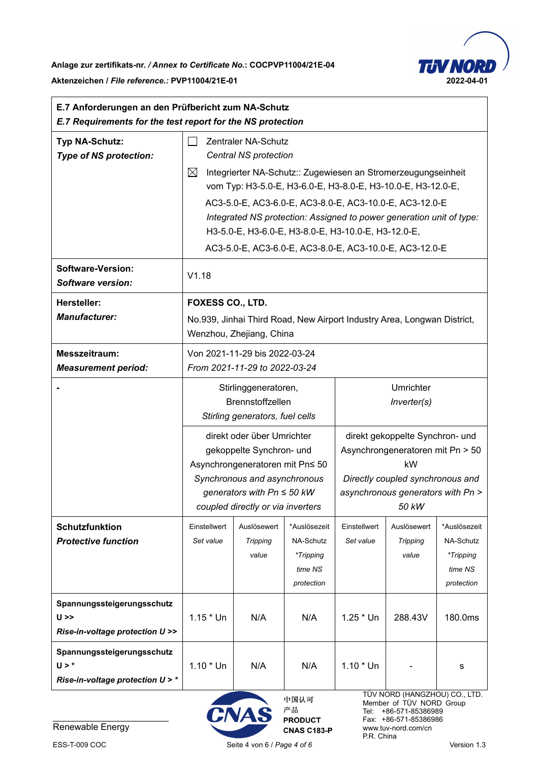Anlage zur zertifikats-nr. / *Annex to Certificate No.*: COCPVP11004/21E-04

Aktenzeichen / *File reference.*: PVP11004/21E-01

2022-04-01

| **E.7 Anforderungen an den Prüfbericht zum NA-Schutz** *E.7 Requirements for the test report for the NS protection* | | | | | | |
|---|---|---|---|---|---|---|
| **Typ NA-Schutz:** ***Type of NS protection:*** | ☐ Zentraler NA-Schutz *Central NS protection* ☒ Integrierter NA-Schutz:: Zugewiesen an Stromerzeugungseinheit vom Typ: H3-5.0-E, H3-6.0-E, H3-8.0-E, H3-10.0-E, H3-12.0-E, AC3-5.0-E, AC3-6.0-E, AC3-8.0-E, AC3-10.0-E, AC3-12.0-E *Integrated NS protection: Assigned to power generation unit of type:* H3-5.0-E, H3-6.0-E, H3-8.0-E, H3-10.0-E, H3-12.0-E, AC3-5.0-E, AC3-6.0-E, AC3-8.0-E, AC3-10.0-E, AC3-12.0-E | | | | | |
| **Software-Version:** ***Software version:*** | V1.18 | | | | | |
| **Hersteller:** ***Manufacturer:*** | **FOXESS CO., LTD.** No.939, Jinhai Third Road, New Airport Industry Area, Longwan District, Wenzhou, Zhejiang, China | | | | | |
| **Messzeitraum:** ***Measurement period:*** | Von 2021-11-29 bis 2022-03-24 *From 2021-11-29 to 2022-03-24* | | | | | |
| **-** | Stirlinggeneratoren, Brennstoffzellen *Stirling generators, fuel cells* | | | Umrichter *Inverter(s)* | | |
| | direkt oder über Umrichter gekoppelte Synchron- und Asynchrongeneratoren mit Pn≤ 50 *Synchronous and asynchronous generators with Pn ≤ 50 kW coupled directly or via inverters* | | | direkt gekoppelte Synchron- und Asynchrongeneratoren mit Pn > 50 kW *Directly coupled synchronous and asynchronous generators with Pn > 50 kW* | | |
| **Schutzfunktion** ***Protective function*** | Einstellwert *Set value* | Auslösewert *Tripping value* | *Auslösezeit NA-Schutz *\*Tripping time NS protection* | Einstellwert *Set value* | Auslösewert *Tripping value* | *Auslösezeit NA-Schutz *\*Tripping time NS protection* |
| **Spannungssteigerungsschutz U >>** ***Rise-in-voltage protection U >>*** | 1.15 * Un | N/A | N/A | 1.25 * Un | 288.43V | 180.0ms |
| **Spannungssteigerungsschutz U > *** ***Rise-in-voltage protection U > **** | 1.10 * Un | N/A | N/A | 1.10 * Un | - | s |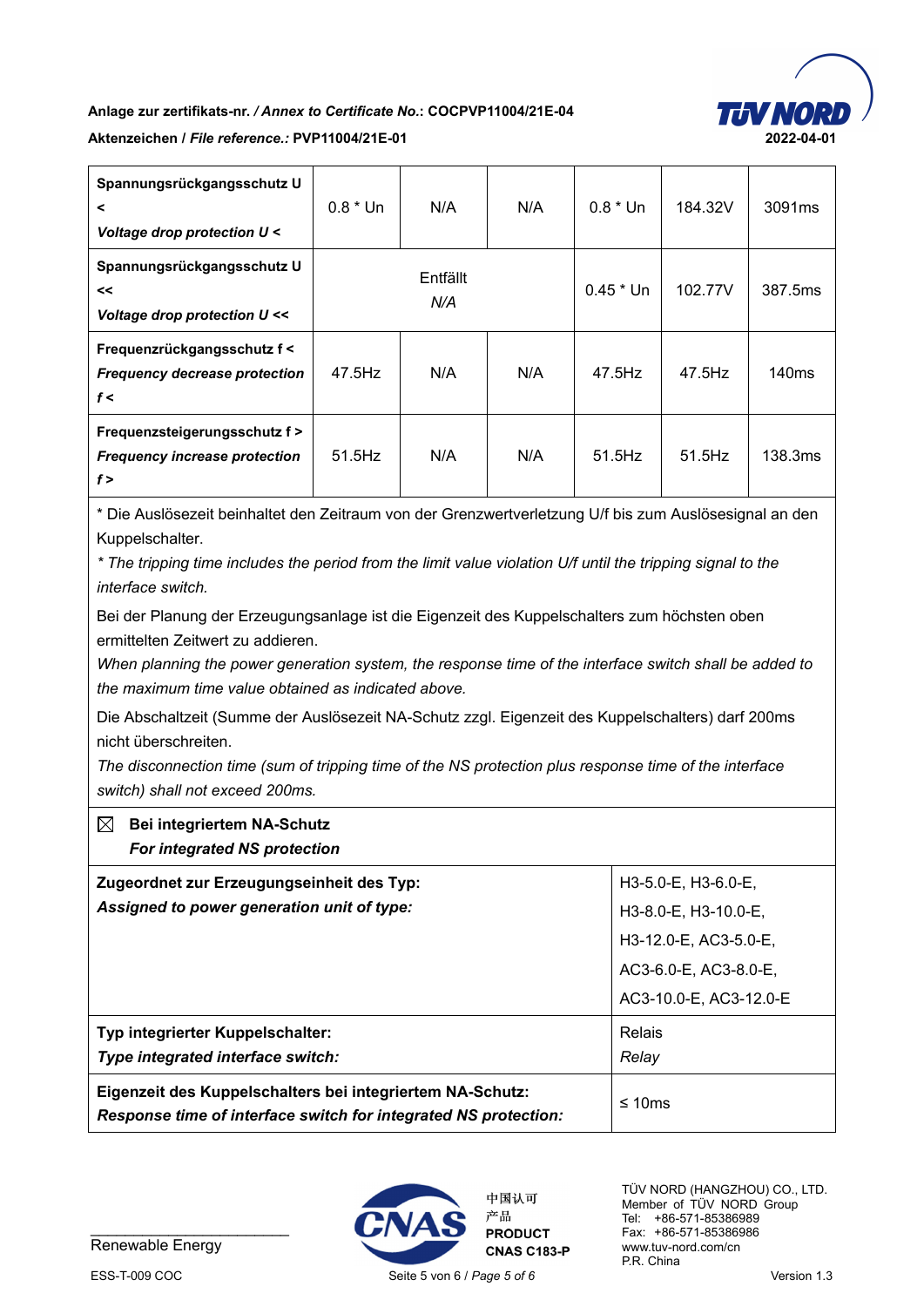Anlage zur zertifikats-nr. / *Annex to Certificate No.*: COCPVP11004/21E-04

Aktenzeichen / *File reference.*: PVP11004/21E-01

| | | | | | | |
|---|---|---|---|---|---|---|
| **Spannungsrückgangsschutz U <** <br> ***Voltage drop protection U <*** | 0.8 * Un | N/A | N/A | 0.8 * Un | 184.32V | 3091ms |
| **Spannungsrückgangsschutz U <<** <br> ***Voltage drop protection U <<*** | Entfällt <br> *N/A* | | | 0.45 * Un | 102.77V | 387.5ms |
| **Frequenzrückgangsschutz f <** <br> ***Frequency decrease protection f <*** | 47.5Hz | N/A | N/A | 47.5Hz | 47.5Hz | 140ms |
| **Frequenzsteigerungsschutz f >** <br> ***Frequency increase protection f >*** | 51.5Hz | N/A | N/A | 51.5Hz | 51.5Hz | 138.3ms |

* Die Auslösezeit beinhaltet den Zeitraum von der Grenzwertverletzung U/f bis zum Auslösesignal an den Kuppelschalter.

*\* The tripping time includes the period from the limit value violation U/f until the tripping signal to the interface switch.*

Bei der Planung der Erzeugungsanlage ist die Eigenzeit des Kuppelschalters zum höchsten oben ermittelten Zeitwert zu addieren.

*When planning the power generation system, the response time of the interface switch shall be added to the maximum time value obtained as indicated above.*

Die Abschaltzeit (Summe der Auslösezeit NA-Schutz zzgl. Eigenzeit des Kuppelschalters) darf 200ms nicht überschreiten.

*The disconnection time (sum of tripping time of the NS protection plus response time of the interface switch) shall not exceed 200ms.*

☒ **Bei integriertem NA-Schutz**
***For integrated NS protection***

| | |
|---|---|
| **Zugeordnet zur Erzeugungseinheit des Typ:** <br> ***Assigned to power generation unit of type:*** | H3-5.0-E, H3-6.0-E, H3-8.0-E, H3-10.0-E, H3-12.0-E, AC3-5.0-E, AC3-6.0-E, AC3-8.0-E, AC3-10.0-E, AC3-12.0-E |
| **Typ integrierter Kuppelschalter:** <br> ***Type integrated interface switch:*** | Relais <br> *Relay* |
| **Eigenzeit des Kuppelschalters bei integriertem NA-Schutz:** <br> ***Response time of interface switch for integrated NS protection:*** | ≤ 10ms |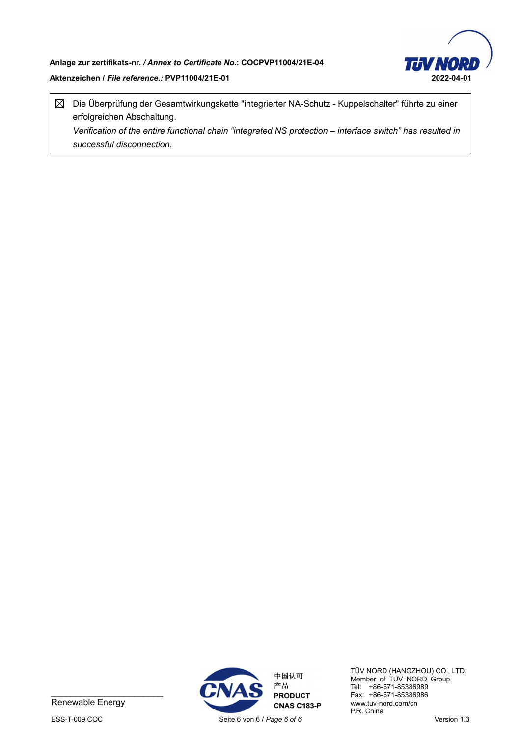☒ Die Überprüfung der Gesamtwirkungskette "integrierter NA-Schutz - Kuppelschalter" führte zu einer erfolgreichen Abschaltung.
*Verification of the entire functional chain “integrated NS protection – interface switch” has resulted in successful disconnection.*